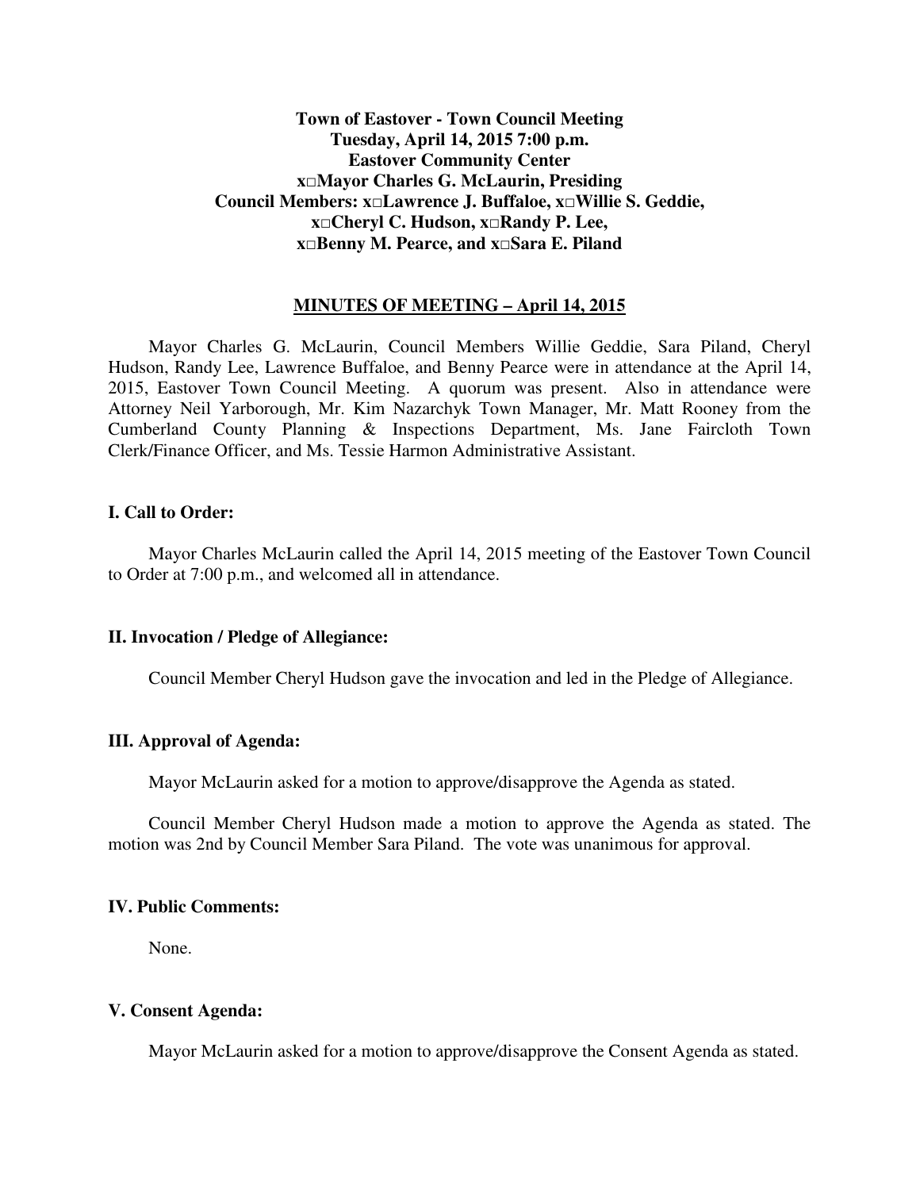**Town of Eastover - Town Council Meeting**
**Tuesday, April 14, 2015 7:00 p.m.**
**Eastover Community Center**
**x□Mayor Charles G. McLaurin, Presiding**
**Council Members: x□Lawrence J. Buffaloe, x□Willie S. Geddie,**
**x□Cheryl C. Hudson, x□Randy P. Lee,**
**x□Benny M. Pearce, and x□Sara E. Piland**

## MINUTES OF MEETING – April 14, 2015

Mayor Charles G. McLaurin, Council Members Willie Geddie, Sara Piland, Cheryl Hudson, Randy Lee, Lawrence Buffaloe, and Benny Pearce were in attendance at the April 14, 2015, Eastover Town Council Meeting. A quorum was present. Also in attendance were Attorney Neil Yarborough, Mr. Kim Nazarchyk Town Manager, Mr. Matt Rooney from the Cumberland County Planning & Inspections Department, Ms. Jane Faircloth Town Clerk/Finance Officer, and Ms. Tessie Harmon Administrative Assistant.

### I. Call to Order:

Mayor Charles McLaurin called the April 14, 2015 meeting of the Eastover Town Council to Order at 7:00 p.m., and welcomed all in attendance.

### II. Invocation / Pledge of Allegiance:

Council Member Cheryl Hudson gave the invocation and led in the Pledge of Allegiance.

### III. Approval of Agenda:

Mayor McLaurin asked for a motion to approve/disapprove the Agenda as stated.

Council Member Cheryl Hudson made a motion to approve the Agenda as stated. The motion was 2nd by Council Member Sara Piland. The vote was unanimous for approval.

### IV. Public Comments:

None.

### V. Consent Agenda:

Mayor McLaurin asked for a motion to approve/disapprove the Consent Agenda as stated.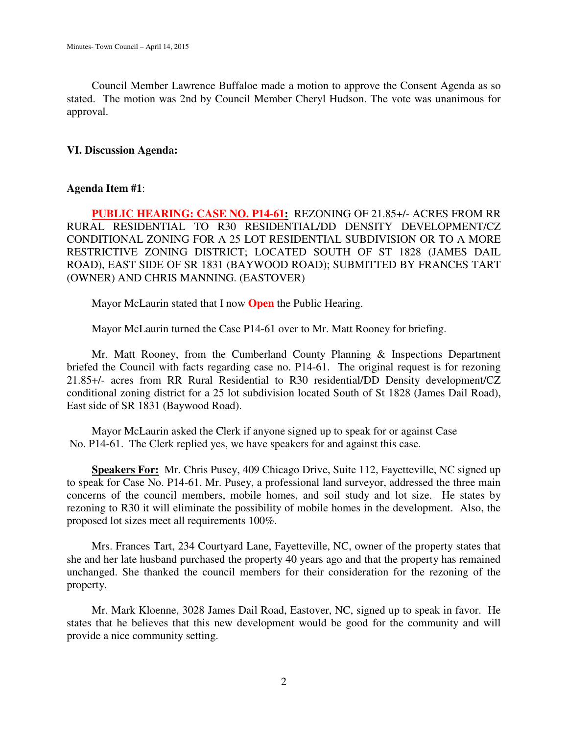Council Member Lawrence Buffaloe made a motion to approve the Consent Agenda as so stated. The motion was 2nd by Council Member Cheryl Hudson. The vote was unanimous for approval.

**VI. Discussion Agenda:**

**Agenda Item #1**:

**PUBLIC HEARING: CASE NO. P14-61:** REZONING OF 21.85+/- ACRES FROM RR RURAL RESIDENTIAL TO R30 RESIDENTIAL/DD DENSITY DEVELOPMENT/CZ CONDITIONAL ZONING FOR A 25 LOT RESIDENTIAL SUBDIVISION OR TO A MORE RESTRICTIVE ZONING DISTRICT; LOCATED SOUTH OF ST 1828 (JAMES DAIL ROAD), EAST SIDE OF SR 1831 (BAYWOOD ROAD); SUBMITTED BY FRANCES TART (OWNER) AND CHRIS MANNING. (EASTOVER)

Mayor McLaurin stated that I now **Open** the Public Hearing.

Mayor McLaurin turned the Case P14-61 over to Mr. Matt Rooney for briefing.

Mr. Matt Rooney, from the Cumberland County Planning & Inspections Department briefed the Council with facts regarding case no. P14-61. The original request is for rezoning 21.85+/- acres from RR Rural Residential to R30 residential/DD Density development/CZ conditional zoning district for a 25 lot subdivision located South of St 1828 (James Dail Road), East side of SR 1831 (Baywood Road).

Mayor McLaurin asked the Clerk if anyone signed up to speak for or against Case No. P14-61. The Clerk replied yes, we have speakers for and against this case.

**Speakers For:** Mr. Chris Pusey, 409 Chicago Drive, Suite 112, Fayetteville, NC signed up to speak for Case No. P14-61. Mr. Pusey, a professional land surveyor, addressed the three main concerns of the council members, mobile homes, and soil study and lot size. He states by rezoning to R30 it will eliminate the possibility of mobile homes in the development. Also, the proposed lot sizes meet all requirements 100%.

Mrs. Frances Tart, 234 Courtyard Lane, Fayetteville, NC, owner of the property states that she and her late husband purchased the property 40 years ago and that the property has remained unchanged. She thanked the council members for their consideration for the rezoning of the property.

Mr. Mark Kloenne, 3028 James Dail Road, Eastover, NC, signed up to speak in favor. He states that he believes that this new development would be good for the community and will provide a nice community setting.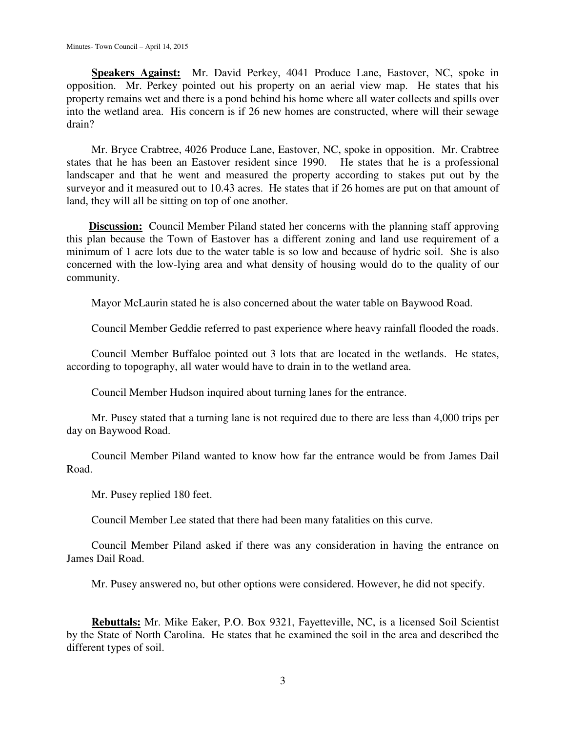**Speakers Against:** Mr. David Perkey, 4041 Produce Lane, Eastover, NC, spoke in opposition. Mr. Perkey pointed out his property on an aerial view map. He states that his property remains wet and there is a pond behind his home where all water collects and spills over into the wetland area. His concern is if 26 new homes are constructed, where will their sewage drain?

Mr. Bryce Crabtree, 4026 Produce Lane, Eastover, NC, spoke in opposition. Mr. Crabtree states that he has been an Eastover resident since 1990. He states that he is a professional landscaper and that he went and measured the property according to stakes put out by the surveyor and it measured out to 10.43 acres. He states that if 26 homes are put on that amount of land, they will all be sitting on top of one another.

**Discussion:** Council Member Piland stated her concerns with the planning staff approving this plan because the Town of Eastover has a different zoning and land use requirement of a minimum of 1 acre lots due to the water table is so low and because of hydric soil. She is also concerned with the low-lying area and what density of housing would do to the quality of our community.

Mayor McLaurin stated he is also concerned about the water table on Baywood Road.

Council Member Geddie referred to past experience where heavy rainfall flooded the roads.

Council Member Buffaloe pointed out 3 lots that are located in the wetlands. He states, according to topography, all water would have to drain in to the wetland area.

Council Member Hudson inquired about turning lanes for the entrance.

Mr. Pusey stated that a turning lane is not required due to there are less than 4,000 trips per day on Baywood Road.

Council Member Piland wanted to know how far the entrance would be from James Dail Road.

Mr. Pusey replied 180 feet.

Council Member Lee stated that there had been many fatalities on this curve.

Council Member Piland asked if there was any consideration in having the entrance on James Dail Road.

Mr. Pusey answered no, but other options were considered. However, he did not specify.

**Rebuttals:** Mr. Mike Eaker, P.O. Box 9321, Fayetteville, NC, is a licensed Soil Scientist by the State of North Carolina. He states that he examined the soil in the area and described the different types of soil.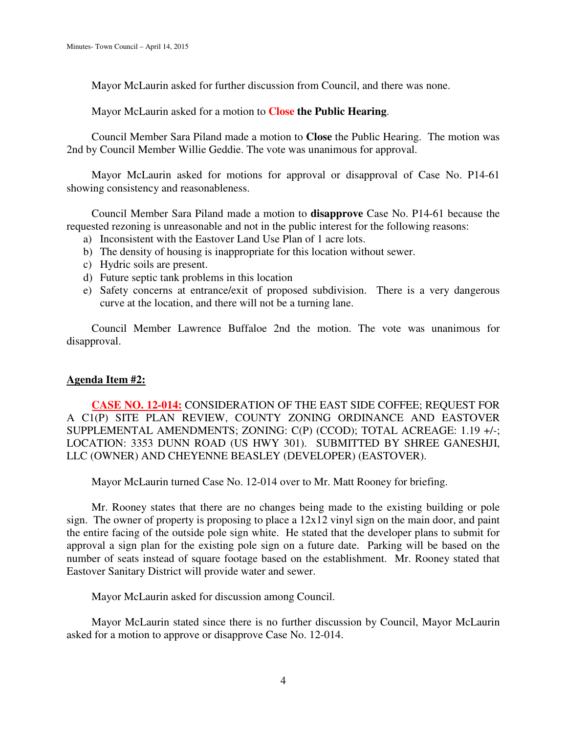Mayor McLaurin asked for further discussion from Council, and there was none.

Mayor McLaurin asked for a motion to **Close the Public Hearing**.

Council Member Sara Piland made a motion to **Close** the Public Hearing. The motion was 2nd by Council Member Willie Geddie. The vote was unanimous for approval.

Mayor McLaurin asked for motions for approval or disapproval of Case No. P14-61 showing consistency and reasonableness.

Council Member Sara Piland made a motion to **disapprove** Case No. P14-61 because the requested rezoning is unreasonable and not in the public interest for the following reasons:

a) Inconsistent with the Eastover Land Use Plan of 1 acre lots.
b) The density of housing is inappropriate for this location without sewer.
c) Hydric soils are present.
d) Future septic tank problems in this location
e) Safety concerns at entrance/exit of proposed subdivision. There is a very dangerous curve at the location, and there will not be a turning lane.

Council Member Lawrence Buffaloe 2nd the motion. The vote was unanimous for disapproval.

**Agenda Item #2:**

**CASE NO. 12-014:** CONSIDERATION OF THE EAST SIDE COFFEE; REQUEST FOR A C1(P) SITE PLAN REVIEW, COUNTY ZONING ORDINANCE AND EASTOVER SUPPLEMENTAL AMENDMENTS; ZONING: C(P) (CCOD); TOTAL ACREAGE: 1.19 +/-; LOCATION: 3353 DUNN ROAD (US HWY 301). SUBMITTED BY SHREE GANESHJI, LLC (OWNER) AND CHEYENNE BEASLEY (DEVELOPER) (EASTOVER).

Mayor McLaurin turned Case No. 12-014 over to Mr. Matt Rooney for briefing.

Mr. Rooney states that there are no changes being made to the existing building or pole sign. The owner of property is proposing to place a 12x12 vinyl sign on the main door, and paint the entire facing of the outside pole sign white. He stated that the developer plans to submit for approval a sign plan for the existing pole sign on a future date. Parking will be based on the number of seats instead of square footage based on the establishment. Mr. Rooney stated that Eastover Sanitary District will provide water and sewer.

Mayor McLaurin asked for discussion among Council.

Mayor McLaurin stated since there is no further discussion by Council, Mayor McLaurin asked for a motion to approve or disapprove Case No. 12-014.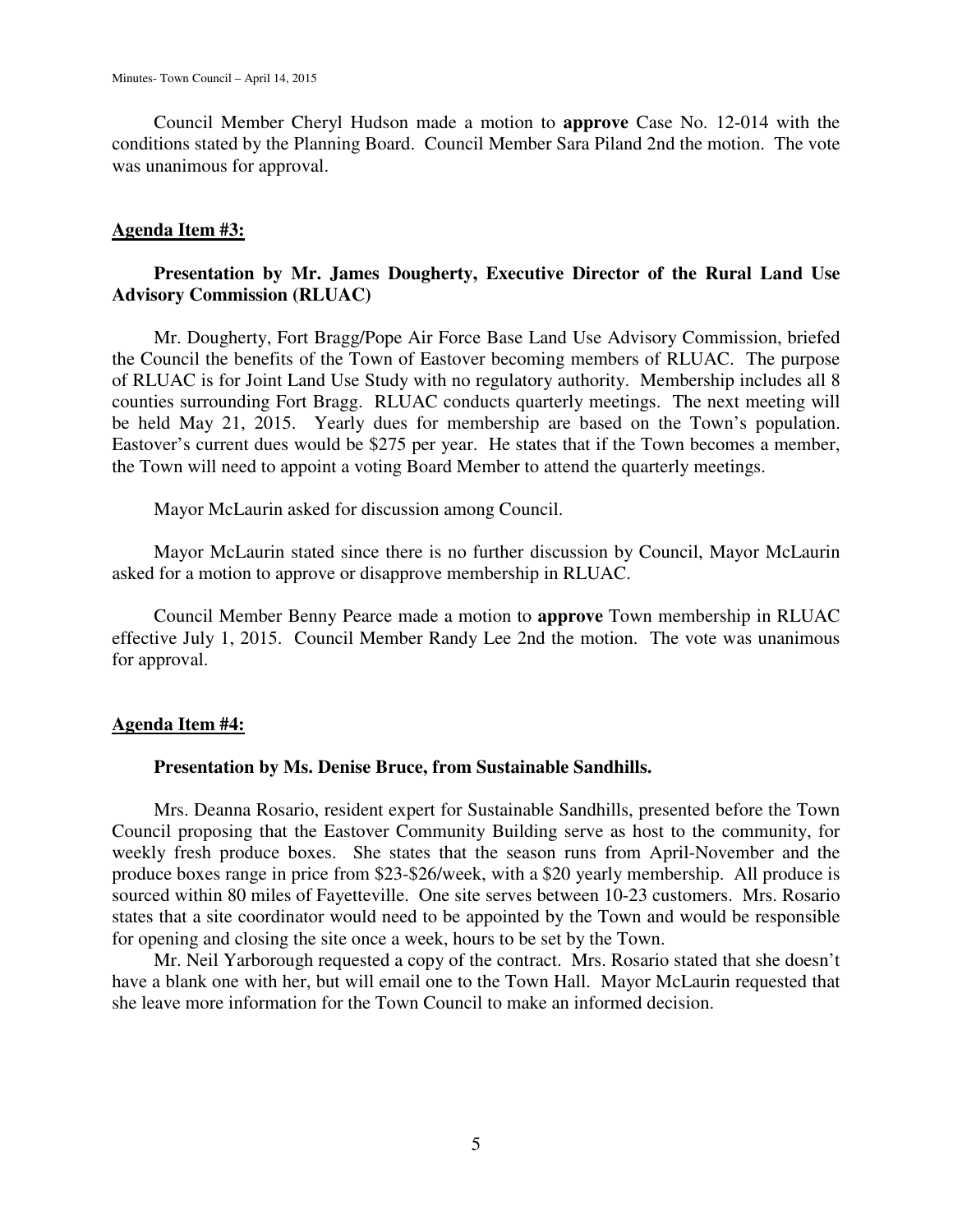Council Member Cheryl Hudson made a motion to **approve** Case No. 12-014 with the conditions stated by the Planning Board. Council Member Sara Piland 2nd the motion. The vote was unanimous for approval.

## Agenda Item #3:

**Presentation by Mr. James Dougherty, Executive Director of the Rural Land Use Advisory Commission (RLUAC)**

Mr. Dougherty, Fort Bragg/Pope Air Force Base Land Use Advisory Commission, briefed the Council the benefits of the Town of Eastover becoming members of RLUAC. The purpose of RLUAC is for Joint Land Use Study with no regulatory authority. Membership includes all 8 counties surrounding Fort Bragg. RLUAC conducts quarterly meetings. The next meeting will be held May 21, 2015. Yearly dues for membership are based on the Town's population. Eastover's current dues would be $275 per year. He states that if the Town becomes a member, the Town will need to appoint a voting Board Member to attend the quarterly meetings.

Mayor McLaurin asked for discussion among Council.

Mayor McLaurin stated since there is no further discussion by Council, Mayor McLaurin asked for a motion to approve or disapprove membership in RLUAC.

Council Member Benny Pearce made a motion to **approve** Town membership in RLUAC effective July 1, 2015. Council Member Randy Lee 2nd the motion. The vote was unanimous for approval.

## Agenda Item #4:

**Presentation by Ms. Denise Bruce, from Sustainable Sandhills.**

Mrs. Deanna Rosario, resident expert for Sustainable Sandhills, presented before the Town Council proposing that the Eastover Community Building serve as host to the community, for weekly fresh produce boxes. She states that the season runs from April-November and the produce boxes range in price from $23-$26/week, with a $20 yearly membership. All produce is sourced within 80 miles of Fayetteville. One site serves between 10-23 customers. Mrs. Rosario states that a site coordinator would need to be appointed by the Town and would be responsible for opening and closing the site once a week, hours to be set by the Town.

Mr. Neil Yarborough requested a copy of the contract. Mrs. Rosario stated that she doesn't have a blank one with her, but will email one to the Town Hall. Mayor McLaurin requested that she leave more information for the Town Council to make an informed decision.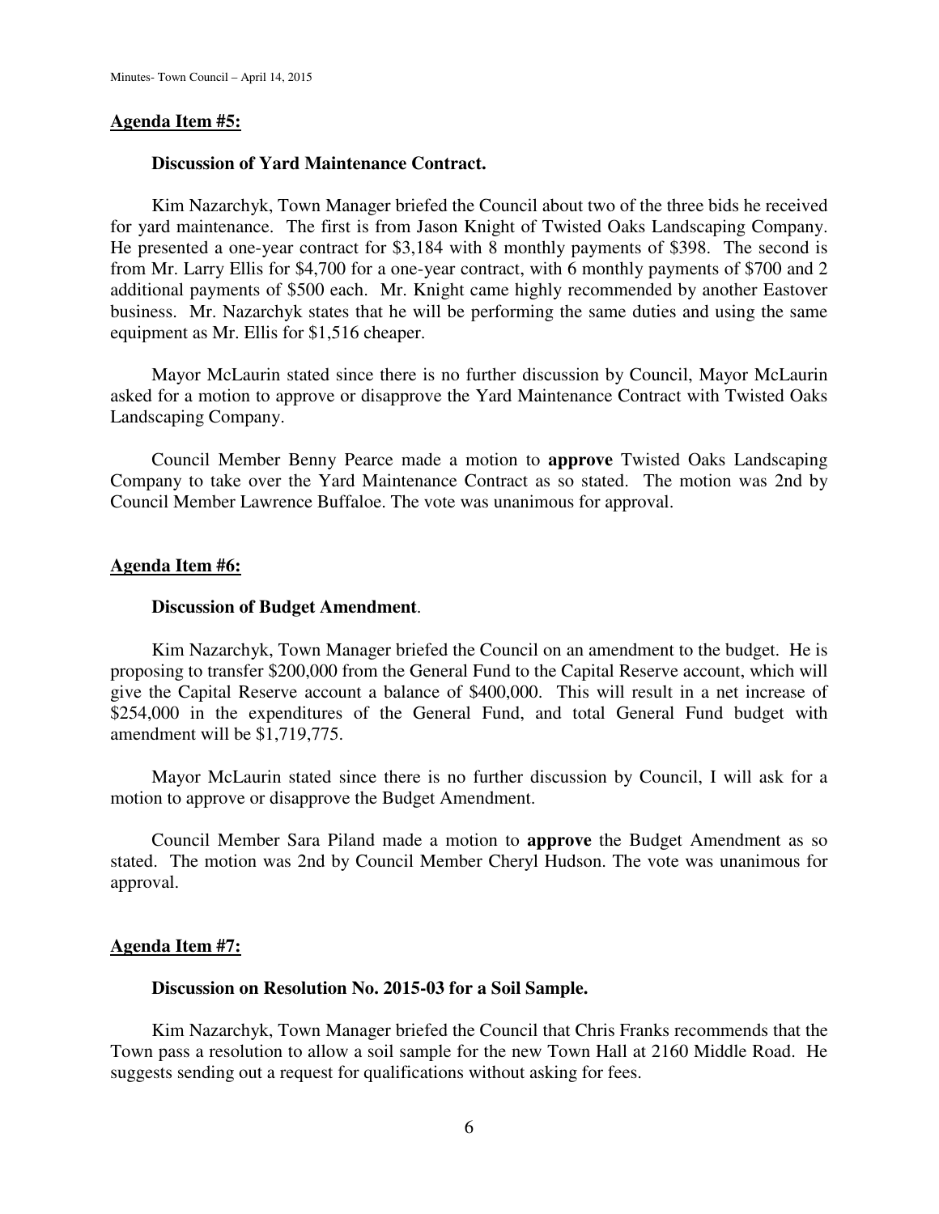## Agenda Item #5:

### Discussion of Yard Maintenance Contract.

Kim Nazarchyk, Town Manager briefed the Council about two of the three bids he received for yard maintenance. The first is from Jason Knight of Twisted Oaks Landscaping Company. He presented a one-year contract for $3,184 with 8 monthly payments of $398. The second is from Mr. Larry Ellis for $4,700 for a one-year contract, with 6 monthly payments of $700 and 2 additional payments of $500 each. Mr. Knight came highly recommended by another Eastover business. Mr. Nazarchyk states that he will be performing the same duties and using the same equipment as Mr. Ellis for $1,516 cheaper.

Mayor McLaurin stated since there is no further discussion by Council, Mayor McLaurin asked for a motion to approve or disapprove the Yard Maintenance Contract with Twisted Oaks Landscaping Company.

Council Member Benny Pearce made a motion to **approve** Twisted Oaks Landscaping Company to take over the Yard Maintenance Contract as so stated. The motion was 2nd by Council Member Lawrence Buffaloe. The vote was unanimous for approval.

## Agenda Item #6:

### Discussion of Budget Amendment.

Kim Nazarchyk, Town Manager briefed the Council on an amendment to the budget. He is proposing to transfer $200,000 from the General Fund to the Capital Reserve account, which will give the Capital Reserve account a balance of $400,000. This will result in a net increase of $254,000 in the expenditures of the General Fund, and total General Fund budget with amendment will be $1,719,775.

Mayor McLaurin stated since there is no further discussion by Council, I will ask for a motion to approve or disapprove the Budget Amendment.

Council Member Sara Piland made a motion to **approve** the Budget Amendment as so stated. The motion was 2nd by Council Member Cheryl Hudson. The vote was unanimous for approval.

## Agenda Item #7:

### Discussion on Resolution No. 2015-03 for a Soil Sample.

Kim Nazarchyk, Town Manager briefed the Council that Chris Franks recommends that the Town pass a resolution to allow a soil sample for the new Town Hall at 2160 Middle Road. He suggests sending out a request for qualifications without asking for fees.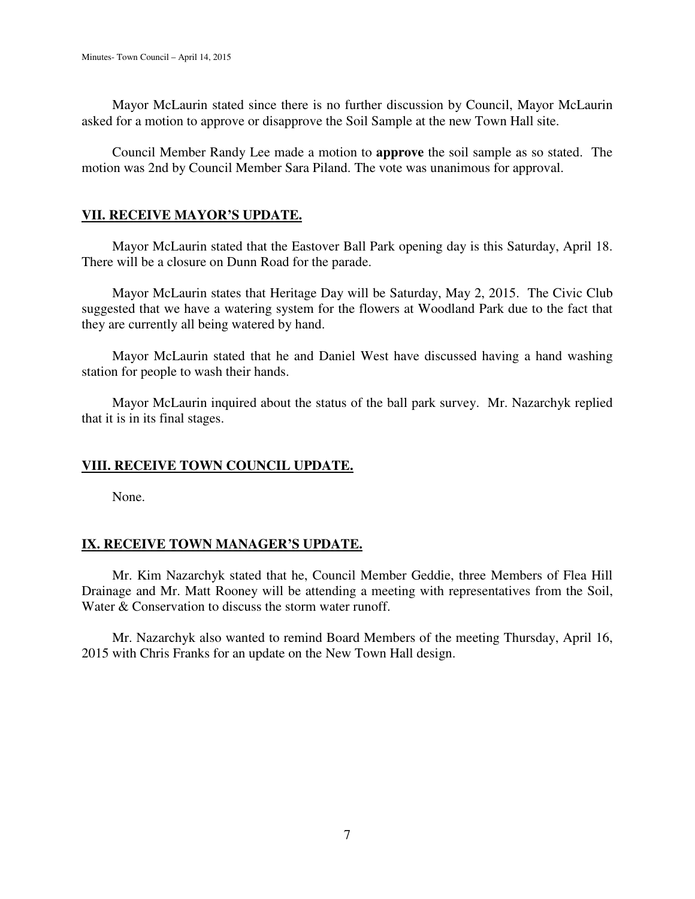Mayor McLaurin stated since there is no further discussion by Council, Mayor McLaurin asked for a motion to approve or disapprove the Soil Sample at the new Town Hall site.

Council Member Randy Lee made a motion to **approve** the soil sample as so stated. The motion was 2nd by Council Member Sara Piland. The vote was unanimous for approval.

## VII. RECEIVE MAYOR'S UPDATE.

Mayor McLaurin stated that the Eastover Ball Park opening day is this Saturday, April 18. There will be a closure on Dunn Road for the parade.

Mayor McLaurin states that Heritage Day will be Saturday, May 2, 2015. The Civic Club suggested that we have a watering system for the flowers at Woodland Park due to the fact that they are currently all being watered by hand.

Mayor McLaurin stated that he and Daniel West have discussed having a hand washing station for people to wash their hands.

Mayor McLaurin inquired about the status of the ball park survey. Mr. Nazarchyk replied that it is in its final stages.

## VIII. RECEIVE TOWN COUNCIL UPDATE.

None.

## IX. RECEIVE TOWN MANAGER'S UPDATE.

Mr. Kim Nazarchyk stated that he, Council Member Geddie, three Members of Flea Hill Drainage and Mr. Matt Rooney will be attending a meeting with representatives from the Soil, Water & Conservation to discuss the storm water runoff.

Mr. Nazarchyk also wanted to remind Board Members of the meeting Thursday, April 16, 2015 with Chris Franks for an update on the New Town Hall design.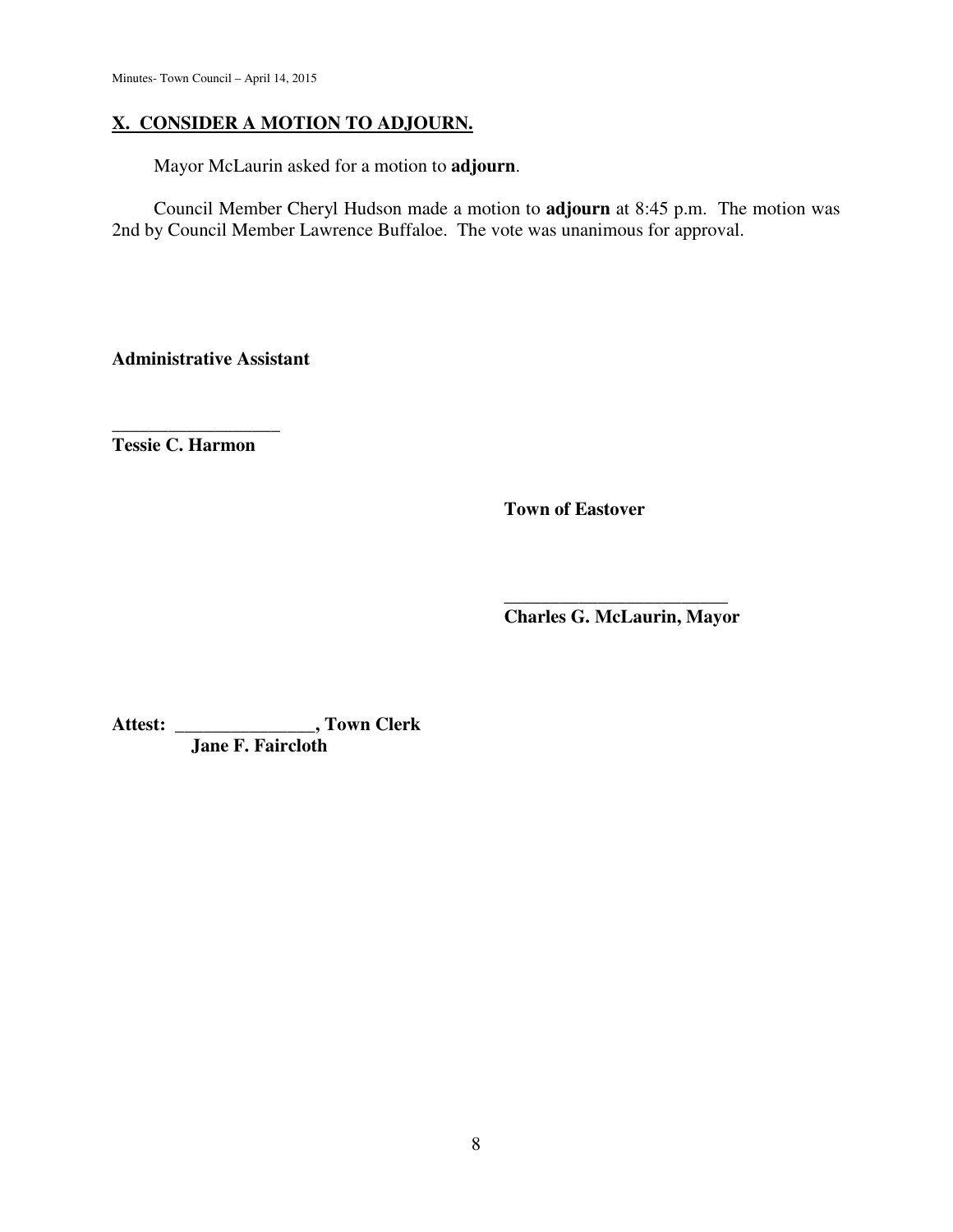## X. CONSIDER A MOTION TO ADJOURN.

Mayor McLaurin asked for a motion to **adjourn**.

Council Member Cheryl Hudson made a motion to **adjourn** at 8:45 p.m. The motion was 2nd by Council Member Lawrence Buffaloe. The vote was unanimous for approval.

**Administrative Assistant**

___________________
**Tessie C. Harmon**

**Town of Eastover**

_________________________
**Charles G. McLaurin, Mayor**

**Attest: _______________, Town Clerk**
**Jane F. Faircloth**